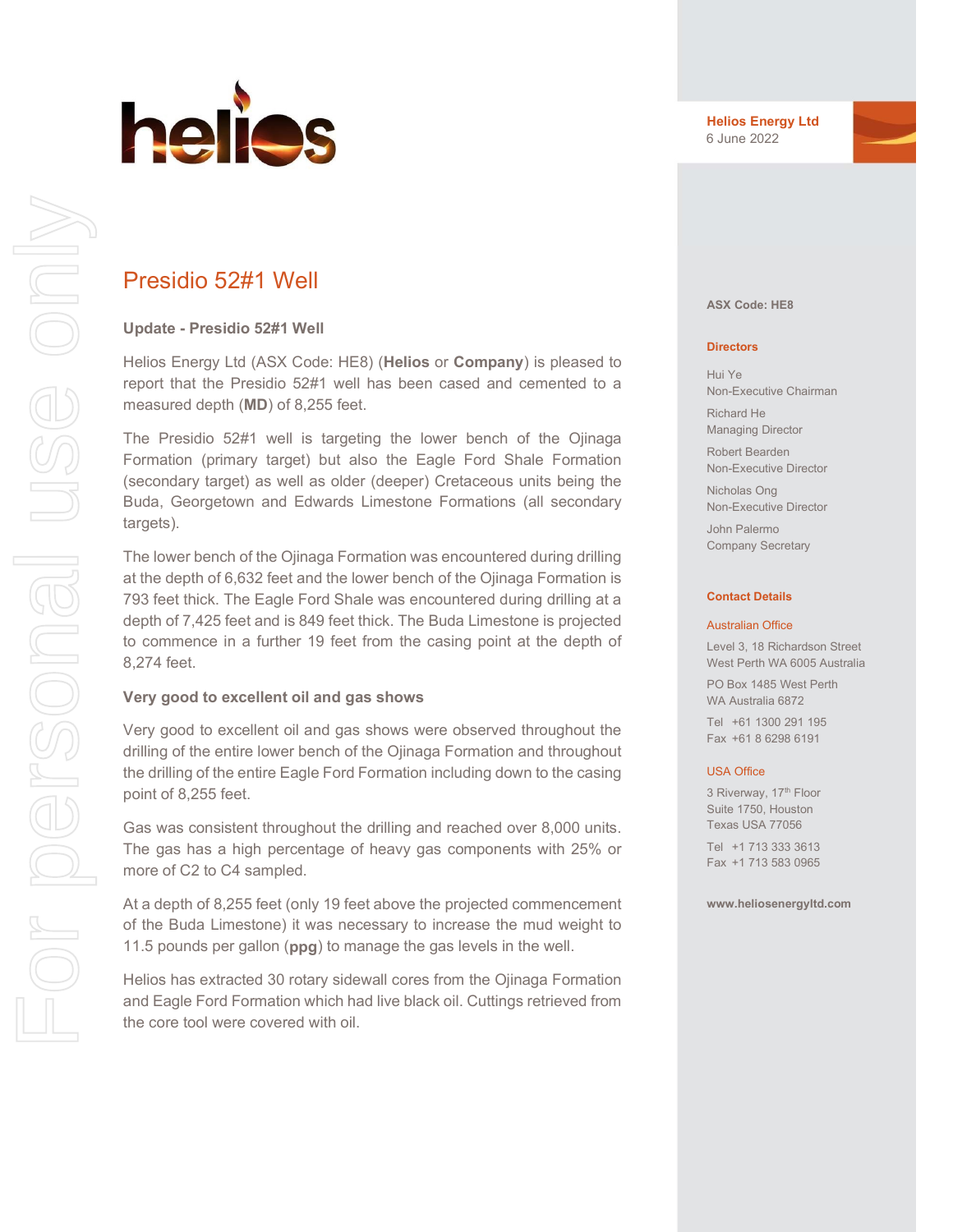**Helios Energy Ltd**
6 June 2022

# Presidio 52#1 Well

### Update - Presidio 52#1 Well

Helios Energy Ltd (ASX Code: HE8) (**Helios** or **Company**) is pleased to report that the Presidio 52#1 well has been cased and cemented to a measured depth (**MD**) of 8,255 feet.

The Presidio 52#1 well is targeting the lower bench of the Ojinaga Formation (primary target) but also the Eagle Ford Shale Formation (secondary target) as well as older (deeper) Cretaceous units being the Buda, Georgetown and Edwards Limestone Formations (all secondary targets).

The lower bench of the Ojinaga Formation was encountered during drilling at the depth of 6,632 feet and the lower bench of the Ojinaga Formation is 793 feet thick. The Eagle Ford Shale was encountered during drilling at a depth of 7,425 feet and is 849 feet thick. The Buda Limestone is projected to commence in a further 19 feet from the casing point at the depth of 8,274 feet.

### Very good to excellent oil and gas shows

Very good to excellent oil and gas shows were observed throughout the drilling of the entire lower bench of the Ojinaga Formation and throughout the drilling of the entire Eagle Ford Formation including down to the casing point of 8,255 feet.

Gas was consistent throughout the drilling and reached over 8,000 units. The gas has a high percentage of heavy gas components with 25% or more of C2 to C4 sampled.

At a depth of 8,255 feet (only 19 feet above the projected commencement of the Buda Limestone) it was necessary to increase the mud weight to 11.5 pounds per gallon (**ppg**) to manage the gas levels in the well.

Helios has extracted 30 rotary sidewall cores from the Ojinaga Formation and Eagle Ford Formation which had live black oil. Cuttings retrieved from the core tool were covered with oil.

---

**ASX Code: HE8**

**Directors**

Hui Ye
Non-Executive Chairman

Richard He
Managing Director

Robert Bearden
Non-Executive Director

Nicholas Ong
Non-Executive Director

John Palermo
Company Secretary

**Contact Details**

Australian Office

Level 3, 18 Richardson Street
West Perth WA 6005 Australia

PO Box 1485 West Perth
WA Australia 6872

Tel +61 1300 291 195
Fax +61 8 6298 6191

USA Office

3 Riverway, 17th Floor
Suite 1750, Houston
Texas USA 77056

Tel +1 713 333 3613
Fax +1 713 583 0965

**www.heliosenergyltd.com**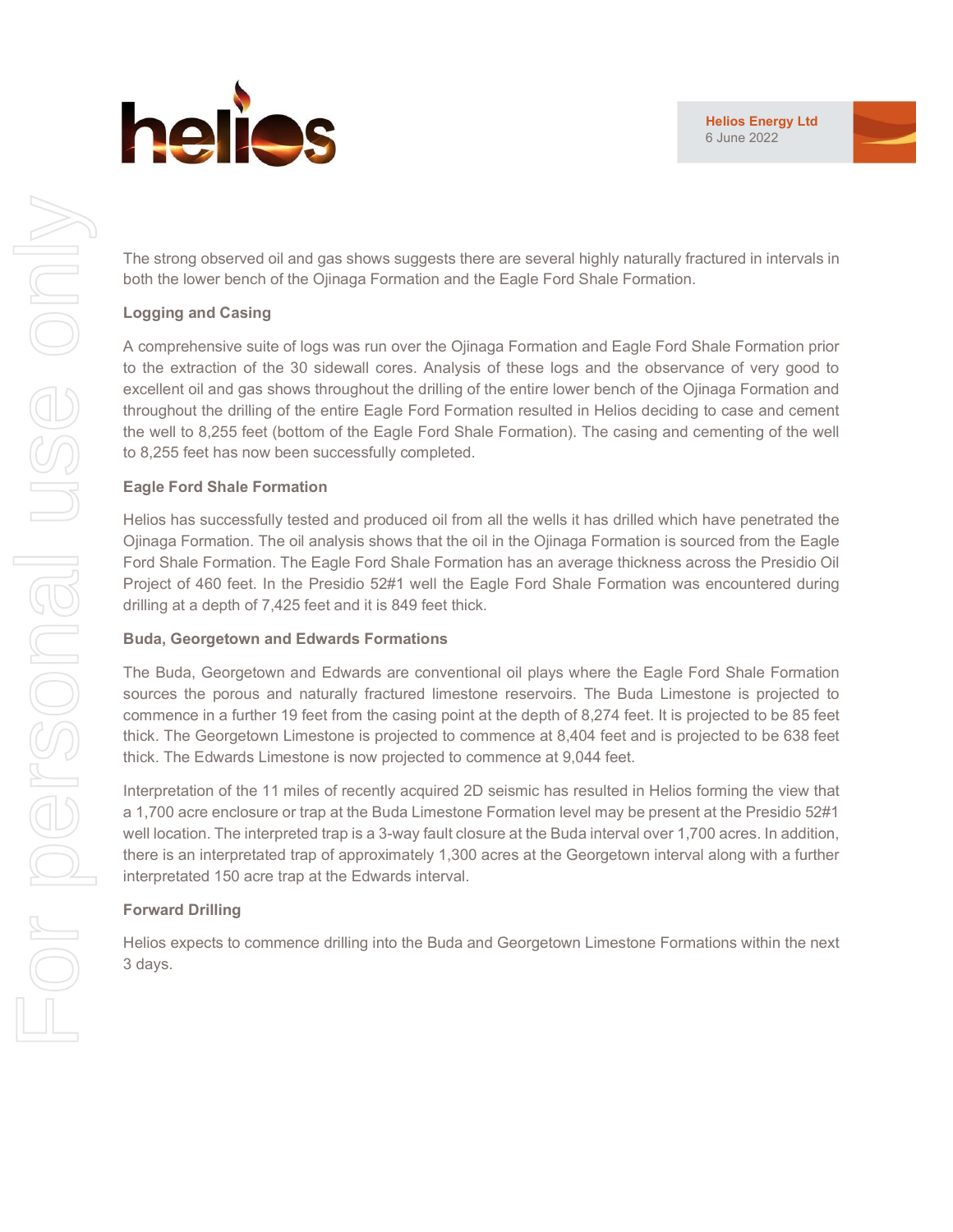The strong observed oil and gas shows suggests there are several highly naturally fractured in intervals in both the lower bench of the Ojinaga Formation and the Eagle Ford Shale Formation.

**Logging and Casing**

A comprehensive suite of logs was run over the Ojinaga Formation and Eagle Ford Shale Formation prior to the extraction of the 30 sidewall cores. Analysis of these logs and the observance of very good to excellent oil and gas shows throughout the drilling of the entire lower bench of the Ojinaga Formation and throughout the drilling of the entire Eagle Ford Formation resulted in Helios deciding to case and cement the well to 8,255 feet (bottom of the Eagle Ford Shale Formation). The casing and cementing of the well to 8,255 feet has now been successfully completed.

**Eagle Ford Shale Formation**

Helios has successfully tested and produced oil from all the wells it has drilled which have penetrated the Ojinaga Formation. The oil analysis shows that the oil in the Ojinaga Formation is sourced from the Eagle Ford Shale Formation. The Eagle Ford Shale Formation has an average thickness across the Presidio Oil Project of 460 feet. In the Presidio 52#1 well the Eagle Ford Shale Formation was encountered during drilling at a depth of 7,425 feet and it is 849 feet thick.

**Buda, Georgetown and Edwards Formations**

The Buda, Georgetown and Edwards are conventional oil plays where the Eagle Ford Shale Formation sources the porous and naturally fractured limestone reservoirs. The Buda Limestone is projected to commence in a further 19 feet from the casing point at the depth of 8,274 feet. It is projected to be 85 feet thick. The Georgetown Limestone is projected to commence at 8,404 feet and is projected to be 638 feet thick. The Edwards Limestone is now projected to commence at 9,044 feet.

Interpretation of the 11 miles of recently acquired 2D seismic has resulted in Helios forming the view that a 1,700 acre enclosure or trap at the Buda Limestone Formation level may be present at the Presidio 52#1 well location. The interpreted trap is a 3-way fault closure at the Buda interval over 1,700 acres. In addition, there is an interpretated trap of approximately 1,300 acres at the Georgetown interval along with a further interpretated 150 acre trap at the Edwards interval.

**Forward Drilling**

Helios expects to commence drilling into the Buda and Georgetown Limestone Formations within the next 3 days.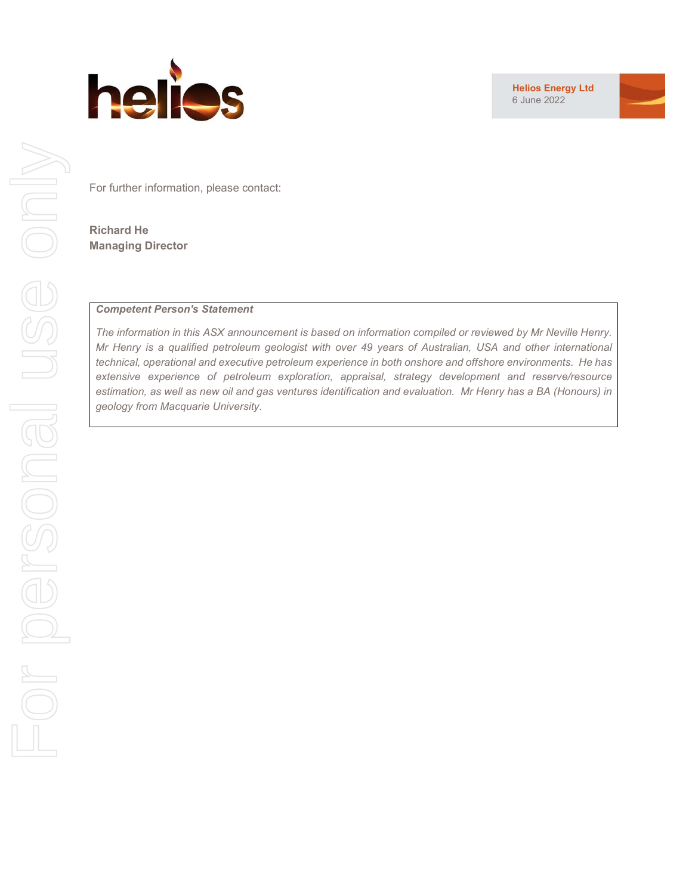For further information, please contact:

**Richard He**
**Managing Director**

***Competent Person's Statement***

*The information in this ASX announcement is based on information compiled or reviewed by Mr Neville Henry. Mr Henry is a qualified petroleum geologist with over 49 years of Australian, USA and other international technical, operational and executive petroleum experience in both onshore and offshore environments. He has extensive experience of petroleum exploration, appraisal, strategy development and reserve/resource estimation, as well as new oil and gas ventures identification and evaluation. Mr Henry has a BA (Honours) in geology from Macquarie University.*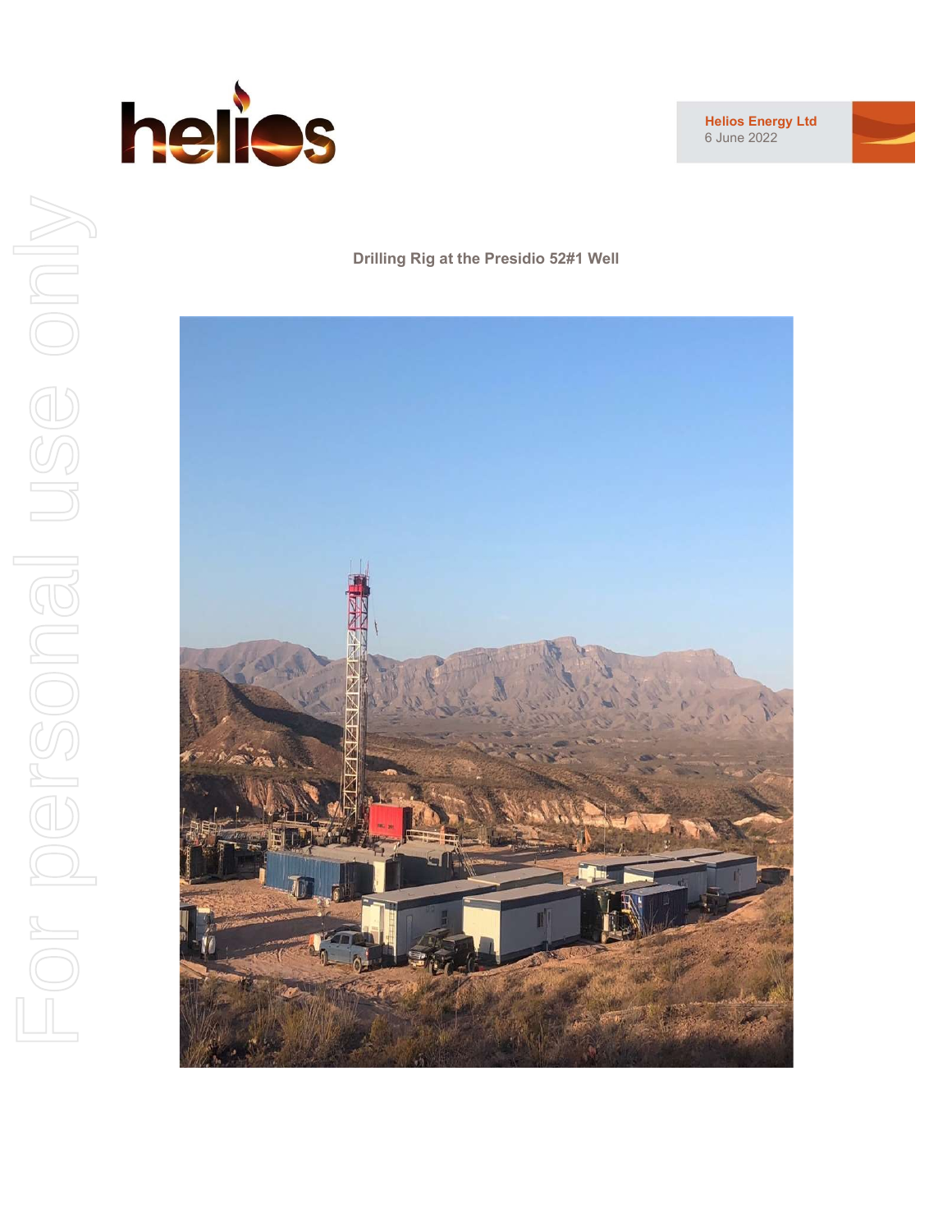Drilling Rig at the Presidio 52#1 Well